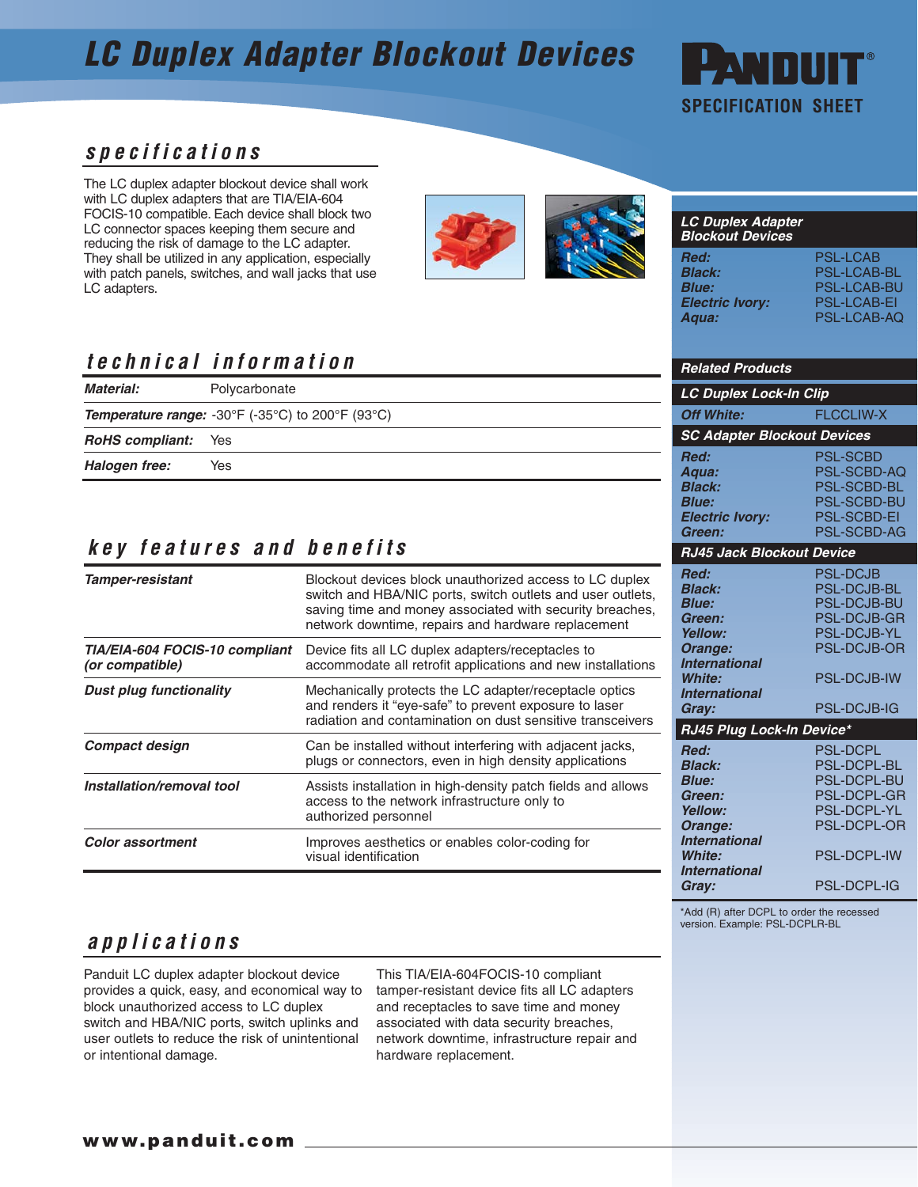# LC Duplex Adapter Blockout Devices

PANDUIT®
SPECIFICATION SHEET

## specifications

The LC duplex adapter blockout device shall work with LC duplex adapters that are TIA/EIA-604 FOCIS-10 compatible. Each device shall block two LC connector spaces keeping them secure and reducing the risk of damage to the LC adapter. They shall be utilized in any application, especially with patch panels, switches, and wall jacks that use LC adapters.

## technical information

| | |
|---|---|
| ***Material:*** | Polycarbonate |
| ***Temperature range:*** | -30°F (-35°C) to 200°F (93°C) |
| ***RoHS compliant:*** | Yes |
| ***Halogen free:*** | Yes |

## key features and benefits

| | |
|---|---|
| ***Tamper-resistant*** | Blockout devices block unauthorized access to LC duplex switch and HBA/NIC ports, switch outlets and user outlets, saving time and money associated with security breaches, network downtime, repairs and hardware replacement |
| ***TIA/EIA-604 FOCIS-10 compliant (or compatible)*** | Device fits all LC duplex adapters/receptacles to accommodate all retrofit applications and new installations |
| ***Dust plug functionality*** | Mechanically protects the LC adapter/receptacle optics and renders it "eye-safe" to prevent exposure to laser radiation and contamination on dust sensitive transceivers |
| ***Compact design*** | Can be installed without interfering with adjacent jacks, plugs or connectors, even in high density applications |
| ***Installation/removal tool*** | Assists installation in high-density patch fields and allows access to the network infrastructure only to authorized personnel |
| ***Color assortment*** | Improves aesthetics or enables color-coding for visual identification |

## applications

Panduit LC duplex adapter blockout device provides a quick, easy, and economical way to block unauthorized access to LC duplex switch and HBA/NIC ports, switch uplinks and user outlets to reduce the risk of unintentional or intentional damage.

This TIA/EIA-604FOCIS-10 compliant tamper-resistant device fits all LC adapters and receptacles to save time and money associated with data security breaches, network downtime, infrastructure repair and hardware replacement.

### LC Duplex Adapter Blockout Devices

| | |
|---|---|
| ***Red:*** | PSL-LCAB |
| ***Black:*** | PSL-LCAB-BL |
| ***Blue:*** | PSL-LCAB-BU |
| ***Electric Ivory:*** | PSL-LCAB-EI |
| ***Aqua:*** | PSL-LCAB-AQ |

### Related Products

**LC Duplex Lock-In Clip**

| | |
|---|---|
| ***Off White:*** | FLCCLIW-X |

**SC Adapter Blockout Devices**

| | |
|---|---|
| ***Red:*** | PSL-SCBD |
| ***Aqua:*** | PSL-SCBD-AQ |
| ***Black:*** | PSL-SCBD-BL |
| ***Blue:*** | PSL-SCBD-BU |
| ***Electric Ivory:*** | PSL-SCBD-EI |
| ***Green:*** | PSL-SCBD-AG |

**RJ45 Jack Blockout Device**

| | |
|---|---|
| ***Red:*** | PSL-DCJB |
| ***Black:*** | PSL-DCJB-BL |
| ***Blue:*** | PSL-DCJB-BU |
| ***Green:*** | PSL-DCJB-GR |
| ***Yellow:*** | PSL-DCJB-YL |
| ***Orange:*** | PSL-DCJB-OR |
| ***International White:*** | PSL-DCJB-IW |
| ***International Gray:*** | PSL-DCJB-IG |

**RJ45 Plug Lock-In Device***

| | |
|---|---|
| ***Red:*** | PSL-DCPL |
| ***Black:*** | PSL-DCPL-BL |
| ***Blue:*** | PSL-DCPL-BU |
| ***Green:*** | PSL-DCPL-GR |
| ***Yellow:*** | PSL-DCPL-YL |
| ***Orange:*** | PSL-DCPL-OR |
| ***International White:*** | PSL-DCPL-IW |
| ***International Gray:*** | PSL-DCPL-IG |

*Add (R) after DCPL to order the recessed version. Example: PSL-DCPLR-BL

**www.panduit.com**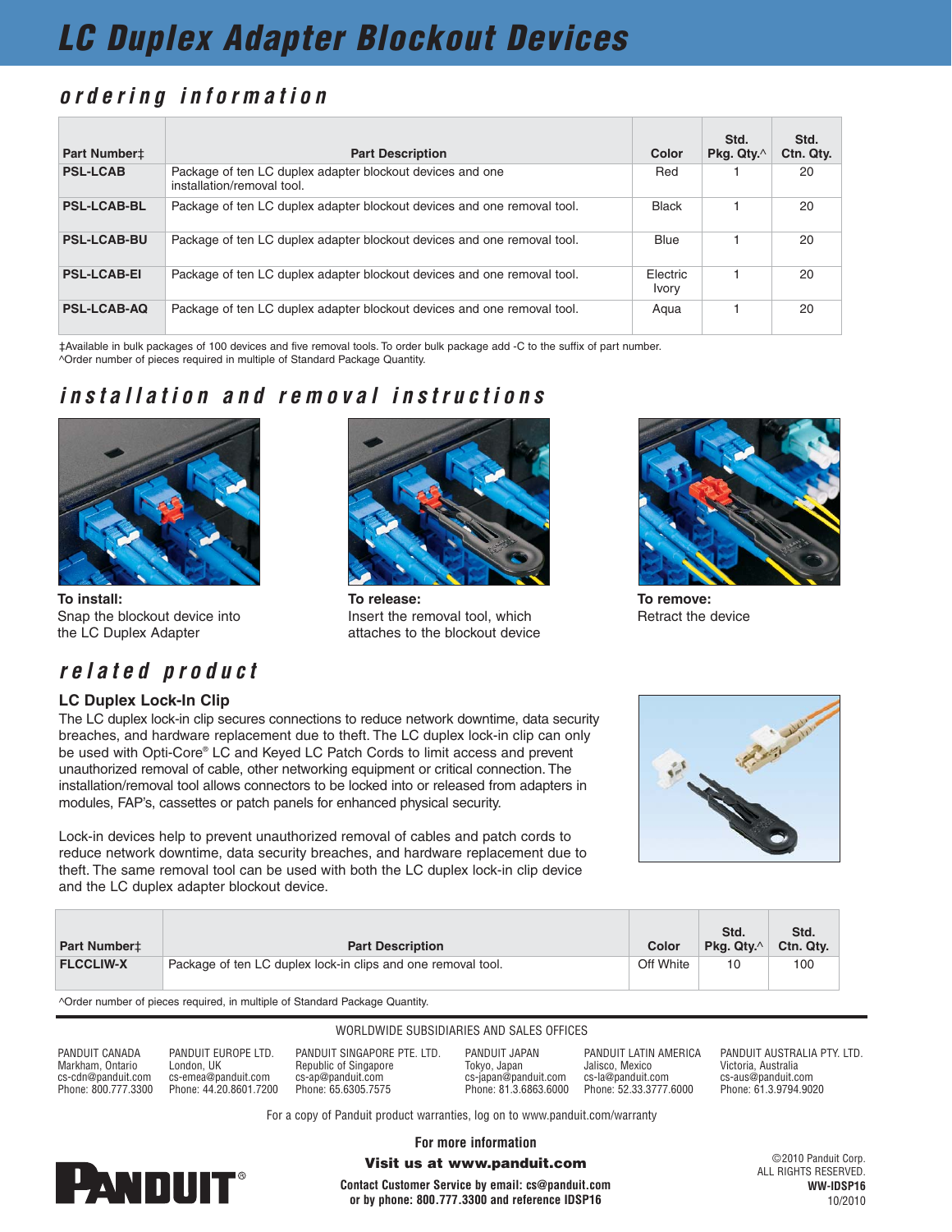# LC Duplex Adapter Blockout Devices

## ordering information

| Part Number‡ | Part Description | Color | Std. Pkg. Qty.^ | Std. Ctn. Qty. |
|---|---|---|---|---|
| **PSL-LCAB** | Package of ten LC duplex adapter blockout devices and one installation/removal tool. | Red | 1 | 20 |
| **PSL-LCAB-BL** | Package of ten LC duplex adapter blockout devices and one removal tool. | Black | 1 | 20 |
| **PSL-LCAB-BU** | Package of ten LC duplex adapter blockout devices and one removal tool. | Blue | 1 | 20 |
| **PSL-LCAB-EI** | Package of ten LC duplex adapter blockout devices and one removal tool. | Electric Ivory | 1 | 20 |
| **PSL-LCAB-AQ** | Package of ten LC duplex adapter blockout devices and one removal tool. | Aqua | 1 | 20 |

‡Available in bulk packages of 100 devices and five removal tools. To order bulk package add -C to the suffix of part number.
^Order number of pieces required in multiple of Standard Package Quantity.

## installation and removal instructions

**To install:**
Snap the blockout device into the LC Duplex Adapter

**To release:**
Insert the removal tool, which attaches to the blockout device

**To remove:**
Retract the device

## related product

### LC Duplex Lock-In Clip

The LC duplex lock-in clip secures connections to reduce network downtime, data security breaches, and hardware replacement due to theft. The LC duplex lock-in clip can only be used with Opti-Core® LC and Keyed LC Patch Cords to limit access and prevent unauthorized removal of cable, other networking equipment or critical connection. The installation/removal tool allows connectors to be locked into or released from adapters in modules, FAP's, cassettes or patch panels for enhanced physical security.

Lock-in devices help to prevent unauthorized removal of cables and patch cords to reduce network downtime, data security breaches, and hardware replacement due to theft. The same removal tool can be used with both the LC duplex lock-in clip device and the LC duplex adapter blockout device.

| Part Number‡ | Part Description | Color | Std. Pkg. Qty.^ | Std. Ctn. Qty. |
|---|---|---|---|---|
| **FLCCLIW-X** | Package of ten LC duplex lock-in clips and one removal tool. | Off White | 10 | 100 |

^Order number of pieces required, in multiple of Standard Package Quantity.

WORLDWIDE SUBSIDIARIES AND SALES OFFICES

PANDUIT CANADA
Markham, Ontario
cs-cdn@panduit.com
Phone: 800.777.3300

PANDUIT EUROPE LTD.
London, UK
cs-emea@panduit.com
Phone: 44.20.8601.7200

PANDUIT SINGAPORE PTE. LTD.
Republic of Singapore
cs-ap@panduit.com
Phone: 65.6305.7575

PANDUIT JAPAN
Tokyo, Japan
cs-japan@panduit.com
Phone: 81.3.6863.6000

PANDUIT LATIN AMERICA
Jalisco, Mexico
cs-la@panduit.com
Phone: 52.33.3777.6000

PANDUIT AUSTRALIA PTY. LTD.
Victoria, Australia
cs-aus@panduit.com
Phone: 61.3.9794.9020

For a copy of Panduit product warranties, log on to www.panduit.com/warranty

PANDUIT®

**For more information**
**Visit us at www.panduit.com**
**Contact Customer Service by email: cs@panduit.com or by phone: 800.777.3300 and reference IDSP16**

©2010 Panduit Corp.
ALL RIGHTS RESERVED.
**WW-IDSP16**
10/2010